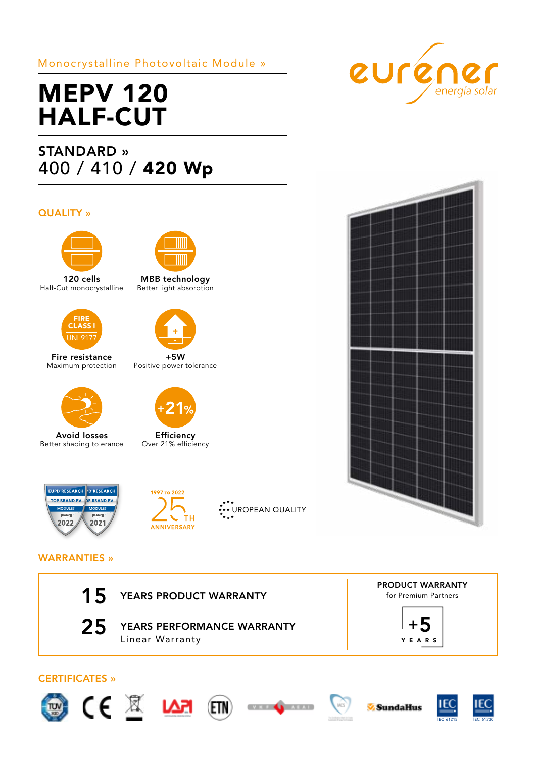Monocrystalline Photovoltaic Module »

# MEPV 120 HALF-CUT

## STANDARD »
400 / 410 / **420 Wp**

eurener energía solar

## QUALITY »

**120 cells**
Half-Cut monocrystalline

**MBB technology**
Better light absorption

FIRE CLASS I UNI 9177

**Fire resistance**
Maximum protection

**+5W**
Positive power tolerance

**Avoid losses**
Better shading tolerance

+21%

**Efficiency**
Over 21% efficiency

EUPD RESEARCH TOP BRAND PV MODULES FRANCE 2022 | EUPD RESEARCH TOP BRAND PV MODULES FRANCE 2021

1997 TO 2022 25TH ANNIVERSARY

EUROPEAN QUALITY

## WARRANTIES »

**15** YEARS PRODUCT WARRANTY

**25** YEARS PERFORMANCE WARRANTY
Linear Warranty

**PRODUCT WARRANTY**
for Premium Partners

**+5** YEARS

## CERTIFICATES »

TÜV · CE · LAPI · ETN · SundaHus · IEC 61215 · IEC 61730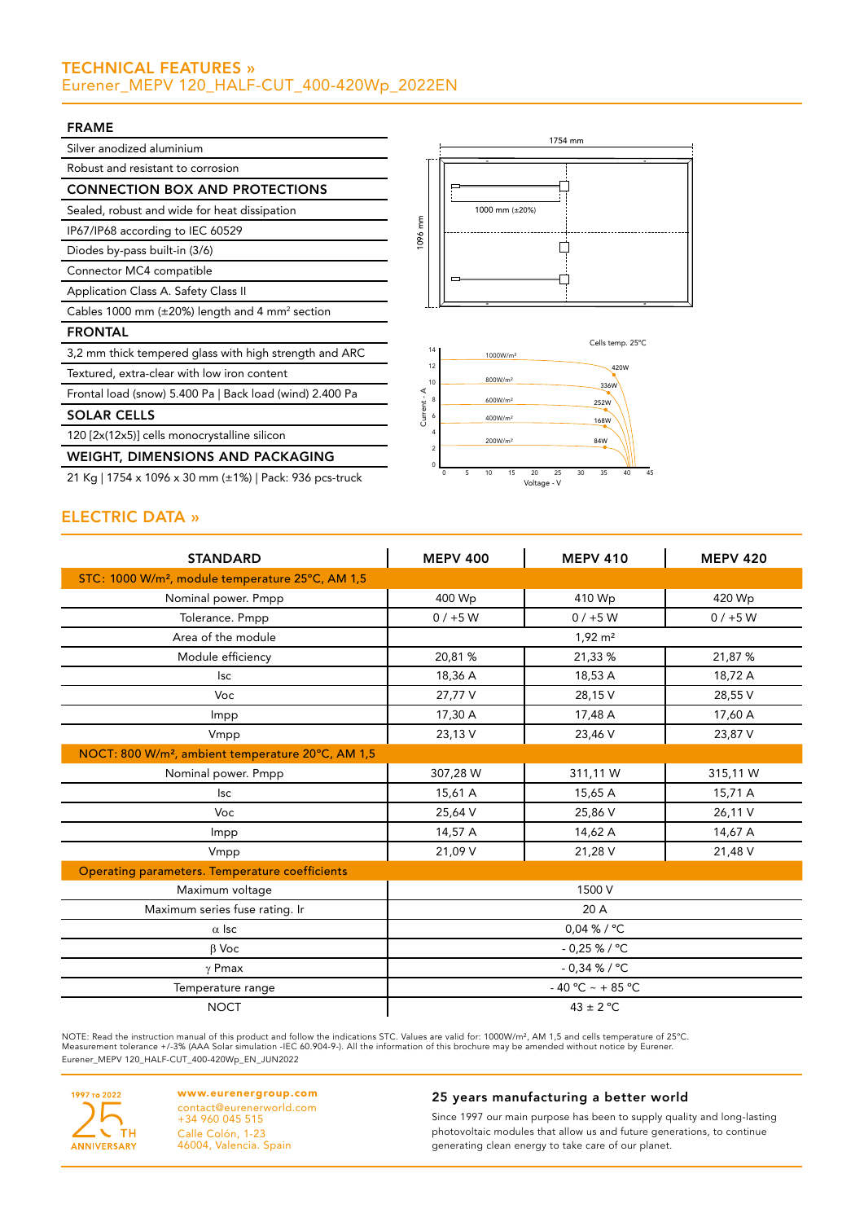## TECHNICAL FEATURES »

Eurener_MEPV 120_HALF-CUT_400-420Wp_2022EN

| | |
|---|---|
| **FRAME** | |
| Silver anodized aluminium | |
| Robust and resistant to corrosion | |
| **CONNECTION BOX AND PROTECTIONS** | |
| Sealed, robust and wide for heat dissipation | |
| IP67/IP68 according to IEC 60529 | |
| Diodes by-pass built-in (3/6) | |
| Connector MC4 compatible | |
| Application Class A. Safety Class II | |
| Cables 1000 mm (±20%) length and 4 mm² section | |
| **FRONTAL** | |
| 3,2 mm thick tempered glass with high strength and ARC | |
| Textured, extra-clear with low iron content | |
| Frontal load (snow) 5.400 Pa \| Back load (wind) 2.400 Pa | |
| **SOLAR CELLS** | |
| 120 [2x(12x5)] cells monocrystalline silicon | |
| **WEIGHT, DIMENSIONS AND PACKAGING** | |
| 21 Kg \| 1754 x 1096 x 30 mm (±1%) \| Pack: 936 pcs-truck | |

1754 mm

1096 mm

1000 mm (±20%)

Cells temp. 25°C

1000W/m² 420W

800W/m² 336W

600W/m² 252W

400W/m² 168W

200W/m² 84W

Current - A

Voltage - V

0 2 4 6 8 10 12 14

0 5 10 15 20 25 30 35 40 45

## ELECTRIC DATA »

| STANDARD | MEPV 400 | MEPV 410 | MEPV 420 |
|---|---|---|---|
| **STC: 1000 W/m², module temperature 25°C, AM 1,5** | | | |
| Nominal power. Pmpp | 400 Wp | 410 Wp | 420 Wp |
| Tolerance. Pmpp | 0 / +5 W | 0 / +5 W | 0 / +5 W |
| Area of the module | | 1,92 m² | |
| Module efficiency | 20,81 % | 21,33 % | 21,87 % |
| Isc | 18,36 A | 18,53 A | 18,72 A |
| Voc | 27,77 V | 28,15 V | 28,55 V |
| Impp | 17,30 A | 17,48 A | 17,60 A |
| Vmpp | 23,13 V | 23,46 V | 23,87 V |
| **NOCT: 800 W/m², ambient temperature 20°C, AM 1,5** | | | |
| Nominal power. Pmpp | 307,28 W | 311,11 W | 315,11 W |
| Isc | 15,61 A | 15,65 A | 15,71 A |
| Voc | 25,64 V | 25,86 V | 26,11 V |
| Impp | 14,57 A | 14,62 A | 14,67 A |
| Vmpp | 21,09 V | 21,28 V | 21,48 V |
| **Operating parameters. Temperature coefficients** | | | |
| Maximum voltage | | 1500 V | |
| Maximum series fuse rating. Ir | | 20 A | |
| α Isc | | 0,04 % / °C | |
| β Voc | | - 0,25 % / °C | |
| γ Pmax | | - 0,34 % / °C | |
| Temperature range | | - 40 °C ~ + 85 °C | |
| NOCT | | 43 ± 2 °C | |

NOTE: Read the instruction manual of this product and follow the indications STC. Values are valid for: 1000W/m², AM 1,5 and cells temperature of 25°C. Measurement tolerance +/-3% (AAA Solar simulation -IEC 60.904-9-). All the information of this brochure may be amended without notice by Eurener.
Eurener_MEPV 120_HALF-CUT_400-420Wp_EN_JUN2022

1997 TO 2022 25TH ANNIVERSARY

**www.eurenergroup.com**
contact@eurenerworld.com
+34 960 045 515
Calle Colón, 1-23
46004, Valencia. Spain

### 25 years manufacturing a better world

Since 1997 our main purpose has been to supply quality and long-lasting photovoltaic modules that allow us and future generations, to continue generating clean energy to take care of our planet.